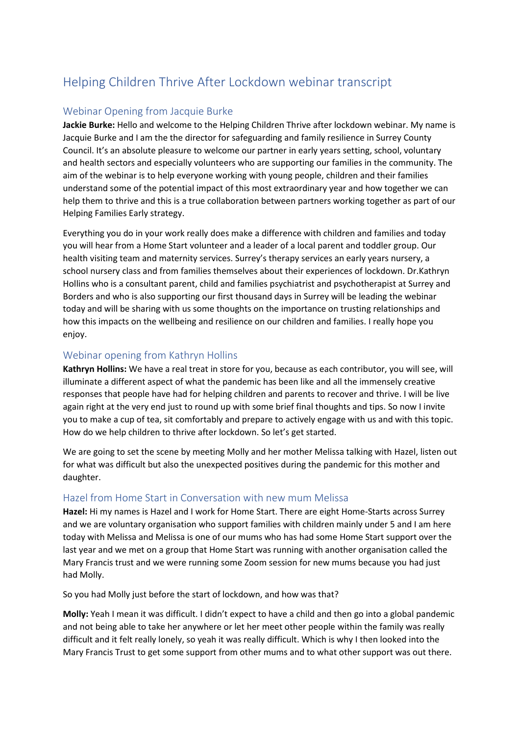# Helping Children Thrive After Lockdown webinar transcript

## Webinar Opening from Jacquie Burke

**Jackie Burke:** Hello and welcome to the Helping Children Thrive after lockdown webinar. My name is Jacquie Burke and I am the the director for safeguarding and family resilience in Surrey County Council. It's an absolute pleasure to welcome our partner in early years setting, school, voluntary and health sectors and especially volunteers who are supporting our families in the community. The aim of the webinar is to help everyone working with young people, children and their families understand some of the potential impact of this most extraordinary year and how together we can help them to thrive and this is a true collaboration between partners working together as part of our Helping Families Early strategy.

Everything you do in your work really does make a difference with children and families and today you will hear from a Home Start volunteer and a leader of a local parent and toddler group. Our health visiting team and maternity services. Surrey's therapy services an early years nursery, a school nursery class and from families themselves about their experiences of lockdown. Dr.Kathryn Hollins who is a consultant parent, child and families psychiatrist and psychotherapist at Surrey and Borders and who is also supporting our first thousand days in Surrey will be leading the webinar today and will be sharing with us some thoughts on the importance on trusting relationships and how this impacts on the wellbeing and resilience on our children and families. I really hope you enjoy.

## Webinar opening from Kathryn Hollins

**Kathryn Hollins:** We have a real treat in store for you, because as each contributor, you will see, will illuminate a different aspect of what the pandemic has been like and all the immensely creative responses that people have had for helping children and parents to recover and thrive. I will be live again right at the very end just to round up with some brief final thoughts and tips. So now I invite you to make a cup of tea, sit comfortably and prepare to actively engage with us and with this topic. How do we help children to thrive after lockdown. So let's get started.

We are going to set the scene by meeting Molly and her mother Melissa talking with Hazel, listen out for what was difficult but also the unexpected positives during the pandemic for this mother and daughter.

## Hazel from Home Start in Conversation with new mum Melissa

**Hazel:** Hi my names is Hazel and I work for Home Start. There are eight Home-Starts across Surrey and we are voluntary organisation who support families with children mainly under 5 and I am here today with Melissa and Melissa is one of our mums who has had some Home Start support over the last year and we met on a group that Home Start was running with another organisation called the Mary Francis trust and we were running some Zoom session for new mums because you had just had Molly.

So you had Molly just before the start of lockdown, and how was that?

**Molly:** Yeah I mean it was difficult. I didn't expect to have a child and then go into a global pandemic and not being able to take her anywhere or let her meet other people within the family was really difficult and it felt really lonely, so yeah it was really difficult. Which is why I then looked into the Mary Francis Trust to get some support from other mums and to what other support was out there.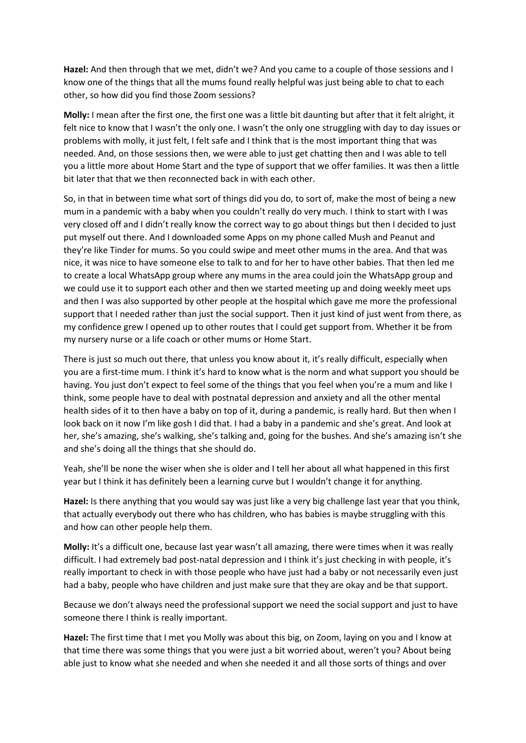**Hazel:** And then through that we met, didn't we? And you came to a couple of those sessions and I know one of the things that all the mums found really helpful was just being able to chat to each other, so how did you find those Zoom sessions?

**Molly:** I mean after the first one, the first one was a little bit daunting but after that it felt alright, it felt nice to know that I wasn't the only one. I wasn't the only one struggling with day to day issues or problems with molly, it just felt, I felt safe and I think that is the most important thing that was needed. And, on those sessions then, we were able to just get chatting then and I was able to tell you a little more about Home Start and the type of support that we offer families. It was then a little bit later that that we then reconnected back in with each other.

So, in that in between time what sort of things did you do, to sort of, make the most of being a new mum in a pandemic with a baby when you couldn't really do very much. I think to start with I was very closed off and I didn't really know the correct way to go about things but then I decided to just put myself out there. And I downloaded some Apps on my phone called Mush and Peanut and they're like Tinder for mums. So you could swipe and meet other mums in the area. And that was nice, it was nice to have someone else to talk to and for her to have other babies. That then led me to create a local WhatsApp group where any mums in the area could join the WhatsApp group and we could use it to support each other and then we started meeting up and doing weekly meet ups and then I was also supported by other people at the hospital which gave me more the professional support that I needed rather than just the social support. Then it just kind of just went from there, as my confidence grew I opened up to other routes that I could get support from. Whether it be from my nursery nurse or a life coach or other mums or Home Start.

There is just so much out there, that unless you know about it, it's really difficult, especially when you are a first-time mum. I think it's hard to know what is the norm and what support you should be having. You just don't expect to feel some of the things that you feel when you're a mum and like I think, some people have to deal with postnatal depression and anxiety and all the other mental health sides of it to then have a baby on top of it, during a pandemic, is really hard. But then when I look back on it now I'm like gosh I did that. I had a baby in a pandemic and she's great. And look at her, she's amazing, she's walking, she's talking and, going for the bushes. And she's amazing isn't she and she's doing all the things that she should do.

Yeah, she'll be none the wiser when she is older and I tell her about all what happened in this first year but I think it has definitely been a learning curve but I wouldn't change it for anything.

**Hazel:** Is there anything that you would say was just like a very big challenge last year that you think, that actually everybody out there who has children, who has babies is maybe struggling with this and how can other people help them.

**Molly:** It's a difficult one, because last year wasn't all amazing, there were times when it was really difficult. I had extremely bad post-natal depression and I think it's just checking in with people, it's really important to check in with those people who have just had a baby or not necessarily even just had a baby, people who have children and just make sure that they are okay and be that support.

Because we don't always need the professional support we need the social support and just to have someone there I think is really important.

**Hazel:** The first time that I met you Molly was about this big, on Zoom, laying on you and I know at that time there was some things that you were just a bit worried about, weren't you? About being able just to know what she needed and when she needed it and all those sorts of things and over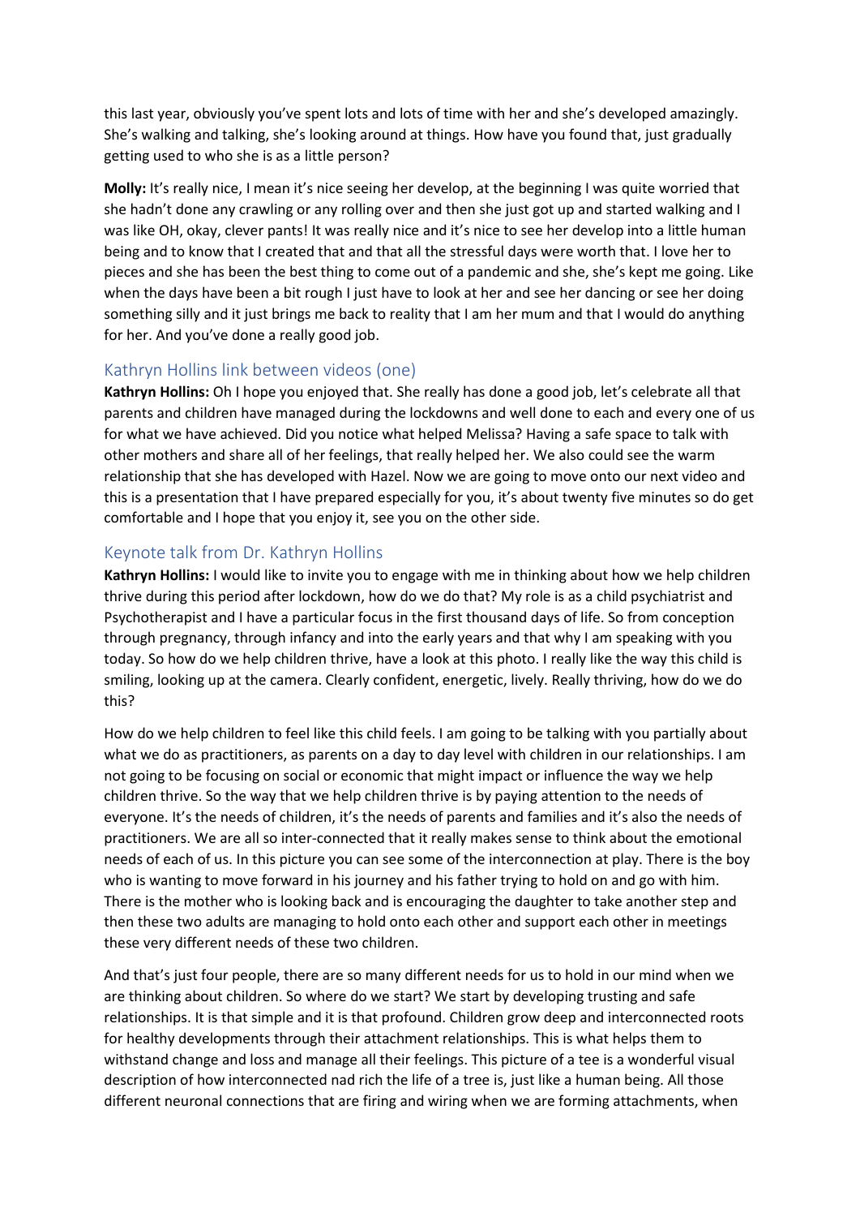this last year, obviously you've spent lots and lots of time with her and she's developed amazingly. She's walking and talking, she's looking around at things. How have you found that, just gradually getting used to who she is as a little person?

**Molly:** It's really nice, I mean it's nice seeing her develop, at the beginning I was quite worried that she hadn't done any crawling or any rolling over and then she just got up and started walking and I was like OH, okay, clever pants! It was really nice and it's nice to see her develop into a little human being and to know that I created that and that all the stressful days were worth that. I love her to pieces and she has been the best thing to come out of a pandemic and she, she's kept me going. Like when the days have been a bit rough I just have to look at her and see her dancing or see her doing something silly and it just brings me back to reality that I am her mum and that I would do anything for her. And you've done a really good job.

## Kathryn Hollins link between videos (one)

**Kathryn Hollins:** Oh I hope you enjoyed that. She really has done a good job, let's celebrate all that parents and children have managed during the lockdowns and well done to each and every one of us for what we have achieved. Did you notice what helped Melissa? Having a safe space to talk with other mothers and share all of her feelings, that really helped her. We also could see the warm relationship that she has developed with Hazel. Now we are going to move onto our next video and this is a presentation that I have prepared especially for you, it's about twenty five minutes so do get comfortable and I hope that you enjoy it, see you on the other side.

## Keynote talk from Dr. Kathryn Hollins

**Kathryn Hollins:** I would like to invite you to engage with me in thinking about how we help children thrive during this period after lockdown, how do we do that? My role is as a child psychiatrist and Psychotherapist and I have a particular focus in the first thousand days of life. So from conception through pregnancy, through infancy and into the early years and that why I am speaking with you today. So how do we help children thrive, have a look at this photo. I really like the way this child is smiling, looking up at the camera. Clearly confident, energetic, lively. Really thriving, how do we do this?

How do we help children to feel like this child feels. I am going to be talking with you partially about what we do as practitioners, as parents on a day to day level with children in our relationships. I am not going to be focusing on social or economic that might impact or influence the way we help children thrive. So the way that we help children thrive is by paying attention to the needs of everyone. It's the needs of children, it's the needs of parents and families and it's also the needs of practitioners. We are all so inter-connected that it really makes sense to think about the emotional needs of each of us. In this picture you can see some of the interconnection at play. There is the boy who is wanting to move forward in his journey and his father trying to hold on and go with him. There is the mother who is looking back and is encouraging the daughter to take another step and then these two adults are managing to hold onto each other and support each other in meetings these very different needs of these two children.

And that's just four people, there are so many different needs for us to hold in our mind when we are thinking about children. So where do we start? We start by developing trusting and safe relationships. It is that simple and it is that profound. Children grow deep and interconnected roots for healthy developments through their attachment relationships. This is what helps them to withstand change and loss and manage all their feelings. This picture of a tee is a wonderful visual description of how interconnected nad rich the life of a tree is, just like a human being. All those different neuronal connections that are firing and wiring when we are forming attachments, when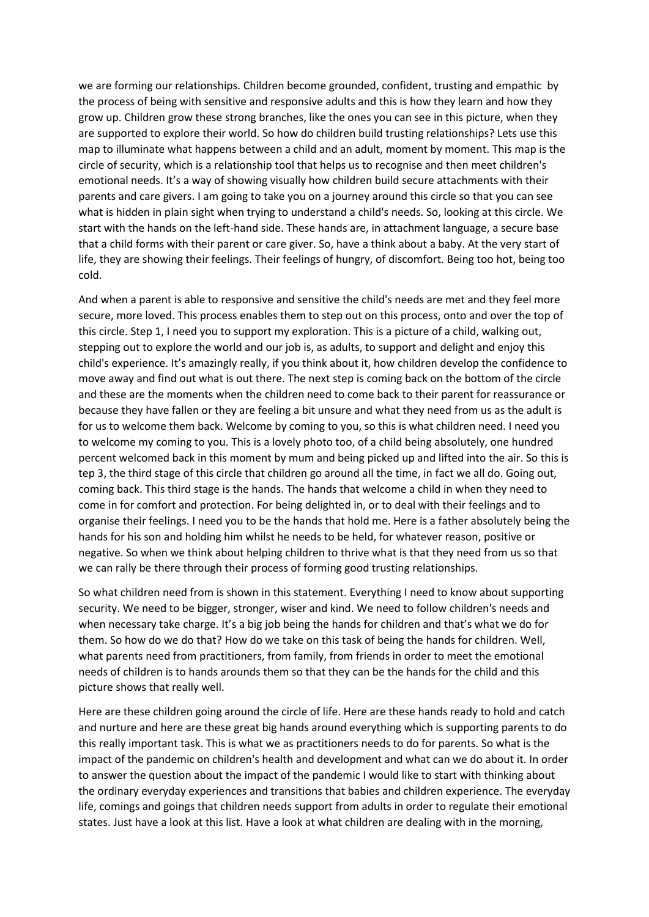we are forming our relationships. Children become grounded, confident, trusting and empathic by the process of being with sensitive and responsive adults and this is how they learn and how they grow up. Children grow these strong branches, like the ones you can see in this picture, when they are supported to explore their world. So how do children build trusting relationships? Lets use this map to illuminate what happens between a child and an adult, moment by moment. This map is the circle of security, which is a relationship tool that helps us to recognise and then meet children's emotional needs. It's a way of showing visually how children build secure attachments with their parents and care givers. I am going to take you on a journey around this circle so that you can see what is hidden in plain sight when trying to understand a child's needs. So, looking at this circle. We start with the hands on the left-hand side. These hands are, in attachment language, a secure base that a child forms with their parent or care giver. So, have a think about a baby. At the very start of life, they are showing their feelings. Their feelings of hungry, of discomfort. Being too hot, being too cold.

And when a parent is able to responsive and sensitive the child's needs are met and they feel more secure, more loved. This process enables them to step out on this process, onto and over the top of this circle. Step 1, I need you to support my exploration. This is a picture of a child, walking out, stepping out to explore the world and our job is, as adults, to support and delight and enjoy this child's experience. It's amazingly really, if you think about it, how children develop the confidence to move away and find out what is out there. The next step is coming back on the bottom of the circle and these are the moments when the children need to come back to their parent for reassurance or because they have fallen or they are feeling a bit unsure and what they need from us as the adult is for us to welcome them back. Welcome by coming to you, so this is what children need. I need you to welcome my coming to you. This is a lovely photo too, of a child being absolutely, one hundred percent welcomed back in this moment by mum and being picked up and lifted into the air. So this is tep 3, the third stage of this circle that children go around all the time, in fact we all do. Going out, coming back. This third stage is the hands. The hands that welcome a child in when they need to come in for comfort and protection. For being delighted in, or to deal with their feelings and to organise their feelings. I need you to be the hands that hold me. Here is a father absolutely being the hands for his son and holding him whilst he needs to be held, for whatever reason, positive or negative. So when we think about helping children to thrive what is that they need from us so that we can rally be there through their process of forming good trusting relationships.

So what children need from is shown in this statement. Everything I need to know about supporting security. We need to be bigger, stronger, wiser and kind. We need to follow children's needs and when necessary take charge. It's a big job being the hands for children and that's what we do for them. So how do we do that? How do we take on this task of being the hands for children. Well, what parents need from practitioners, from family, from friends in order to meet the emotional needs of children is to hands arounds them so that they can be the hands for the child and this picture shows that really well.

Here are these children going around the circle of life. Here are these hands ready to hold and catch and nurture and here are these great big hands around everything which is supporting parents to do this really important task. This is what we as practitioners needs to do for parents. So what is the impact of the pandemic on children's health and development and what can we do about it. In order to answer the question about the impact of the pandemic I would like to start with thinking about the ordinary everyday experiences and transitions that babies and children experience. The everyday life, comings and goings that children needs support from adults in order to regulate their emotional states. Just have a look at this list. Have a look at what children are dealing with in the morning,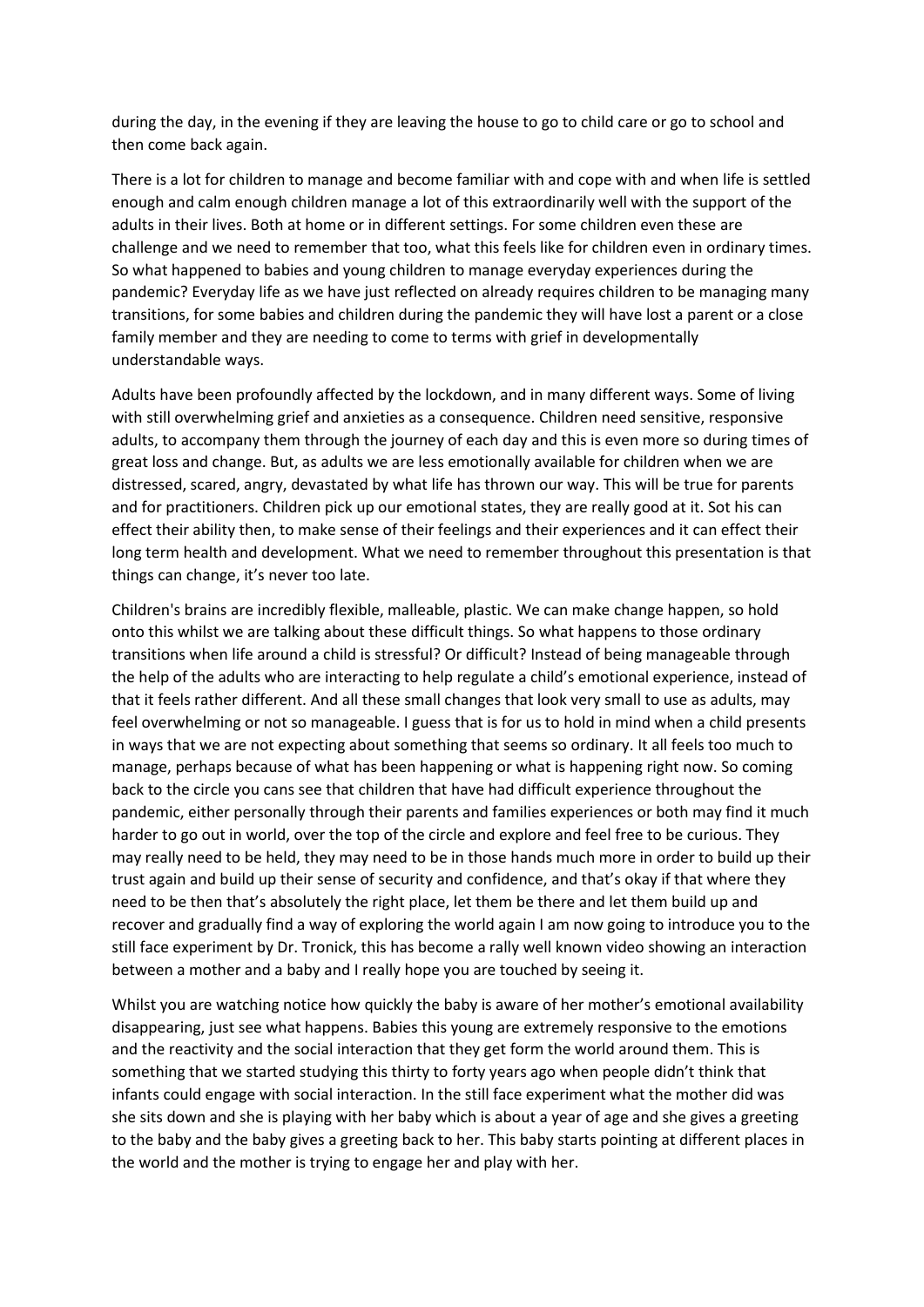during the day, in the evening if they are leaving the house to go to child care or go to school and then come back again.

There is a lot for children to manage and become familiar with and cope with and when life is settled enough and calm enough children manage a lot of this extraordinarily well with the support of the adults in their lives. Both at home or in different settings. For some children even these are challenge and we need to remember that too, what this feels like for children even in ordinary times. So what happened to babies and young children to manage everyday experiences during the pandemic? Everyday life as we have just reflected on already requires children to be managing many transitions, for some babies and children during the pandemic they will have lost a parent or a close family member and they are needing to come to terms with grief in developmentally understandable ways.

Adults have been profoundly affected by the lockdown, and in many different ways. Some of living with still overwhelming grief and anxieties as a consequence. Children need sensitive, responsive adults, to accompany them through the journey of each day and this is even more so during times of great loss and change. But, as adults we are less emotionally available for children when we are distressed, scared, angry, devastated by what life has thrown our way. This will be true for parents and for practitioners. Children pick up our emotional states, they are really good at it. Sot his can effect their ability then, to make sense of their feelings and their experiences and it can effect their long term health and development. What we need to remember throughout this presentation is that things can change, it's never too late.

Children's brains are incredibly flexible, malleable, plastic. We can make change happen, so hold onto this whilst we are talking about these difficult things. So what happens to those ordinary transitions when life around a child is stressful? Or difficult? Instead of being manageable through the help of the adults who are interacting to help regulate a child's emotional experience, instead of that it feels rather different. And all these small changes that look very small to use as adults, may feel overwhelming or not so manageable. I guess that is for us to hold in mind when a child presents in ways that we are not expecting about something that seems so ordinary. It all feels too much to manage, perhaps because of what has been happening or what is happening right now. So coming back to the circle you cans see that children that have had difficult experience throughout the pandemic, either personally through their parents and families experiences or both may find it much harder to go out in world, over the top of the circle and explore and feel free to be curious. They may really need to be held, they may need to be in those hands much more in order to build up their trust again and build up their sense of security and confidence, and that's okay if that where they need to be then that's absolutely the right place, let them be there and let them build up and recover and gradually find a way of exploring the world again I am now going to introduce you to the still face experiment by Dr. Tronick, this has become a rally well known video showing an interaction between a mother and a baby and I really hope you are touched by seeing it.

Whilst you are watching notice how quickly the baby is aware of her mother's emotional availability disappearing, just see what happens. Babies this young are extremely responsive to the emotions and the reactivity and the social interaction that they get form the world around them. This is something that we started studying this thirty to forty years ago when people didn't think that infants could engage with social interaction. In the still face experiment what the mother did was she sits down and she is playing with her baby which is about a year of age and she gives a greeting to the baby and the baby gives a greeting back to her. This baby starts pointing at different places in the world and the mother is trying to engage her and play with her.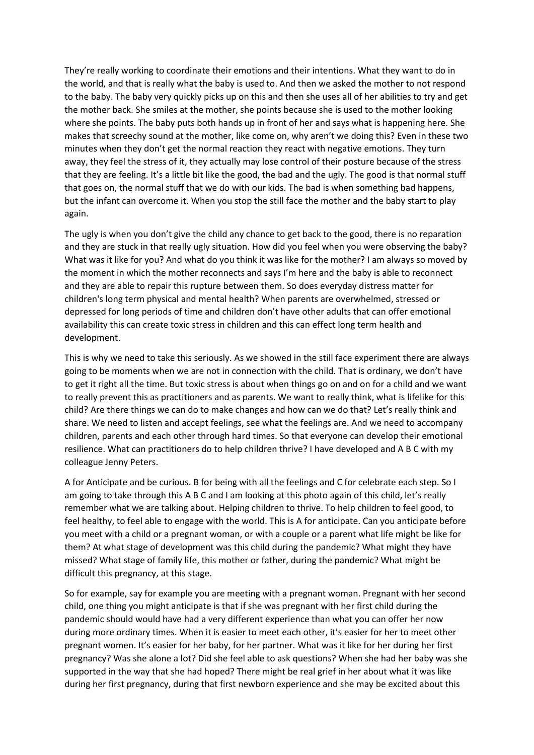They're really working to coordinate their emotions and their intentions. What they want to do in the world, and that is really what the baby is used to. And then we asked the mother to not respond to the baby. The baby very quickly picks up on this and then she uses all of her abilities to try and get the mother back. She smiles at the mother, she points because she is used to the mother looking where she points. The baby puts both hands up in front of her and says what is happening here. She makes that screechy sound at the mother, like come on, why aren't we doing this? Even in these two minutes when they don't get the normal reaction they react with negative emotions. They turn away, they feel the stress of it, they actually may lose control of their posture because of the stress that they are feeling. It's a little bit like the good, the bad and the ugly. The good is that normal stuff that goes on, the normal stuff that we do with our kids. The bad is when something bad happens, but the infant can overcome it. When you stop the still face the mother and the baby start to play again.

The ugly is when you don't give the child any chance to get back to the good, there is no reparation and they are stuck in that really ugly situation. How did you feel when you were observing the baby? What was it like for you? And what do you think it was like for the mother? I am always so moved by the moment in which the mother reconnects and says I'm here and the baby is able to reconnect and they are able to repair this rupture between them. So does everyday distress matter for children's long term physical and mental health? When parents are overwhelmed, stressed or depressed for long periods of time and children don't have other adults that can offer emotional availability this can create toxic stress in children and this can effect long term health and development.

This is why we need to take this seriously. As we showed in the still face experiment there are always going to be moments when we are not in connection with the child. That is ordinary, we don't have to get it right all the time. But toxic stress is about when things go on and on for a child and we want to really prevent this as practitioners and as parents. We want to really think, what is lifelike for this child? Are there things we can do to make changes and how can we do that? Let's really think and share. We need to listen and accept feelings, see what the feelings are. And we need to accompany children, parents and each other through hard times. So that everyone can develop their emotional resilience. What can practitioners do to help children thrive? I have developed and A B C with my colleague Jenny Peters.

A for Anticipate and be curious. B for being with all the feelings and C for celebrate each step. So I am going to take through this A B C and I am looking at this photo again of this child, let's really remember what we are talking about. Helping children to thrive. To help children to feel good, to feel healthy, to feel able to engage with the world. This is A for anticipate. Can you anticipate before you meet with a child or a pregnant woman, or with a couple or a parent what life might be like for them? At what stage of development was this child during the pandemic? What might they have missed? What stage of family life, this mother or father, during the pandemic? What might be difficult this pregnancy, at this stage.

So for example, say for example you are meeting with a pregnant woman. Pregnant with her second child, one thing you might anticipate is that if she was pregnant with her first child during the pandemic should would have had a very different experience than what you can offer her now during more ordinary times. When it is easier to meet each other, it's easier for her to meet other pregnant women. It's easier for her baby, for her partner. What was it like for her during her first pregnancy? Was she alone a lot? Did she feel able to ask questions? When she had her baby was she supported in the way that she had hoped? There might be real grief in her about what it was like during her first pregnancy, during that first newborn experience and she may be excited about this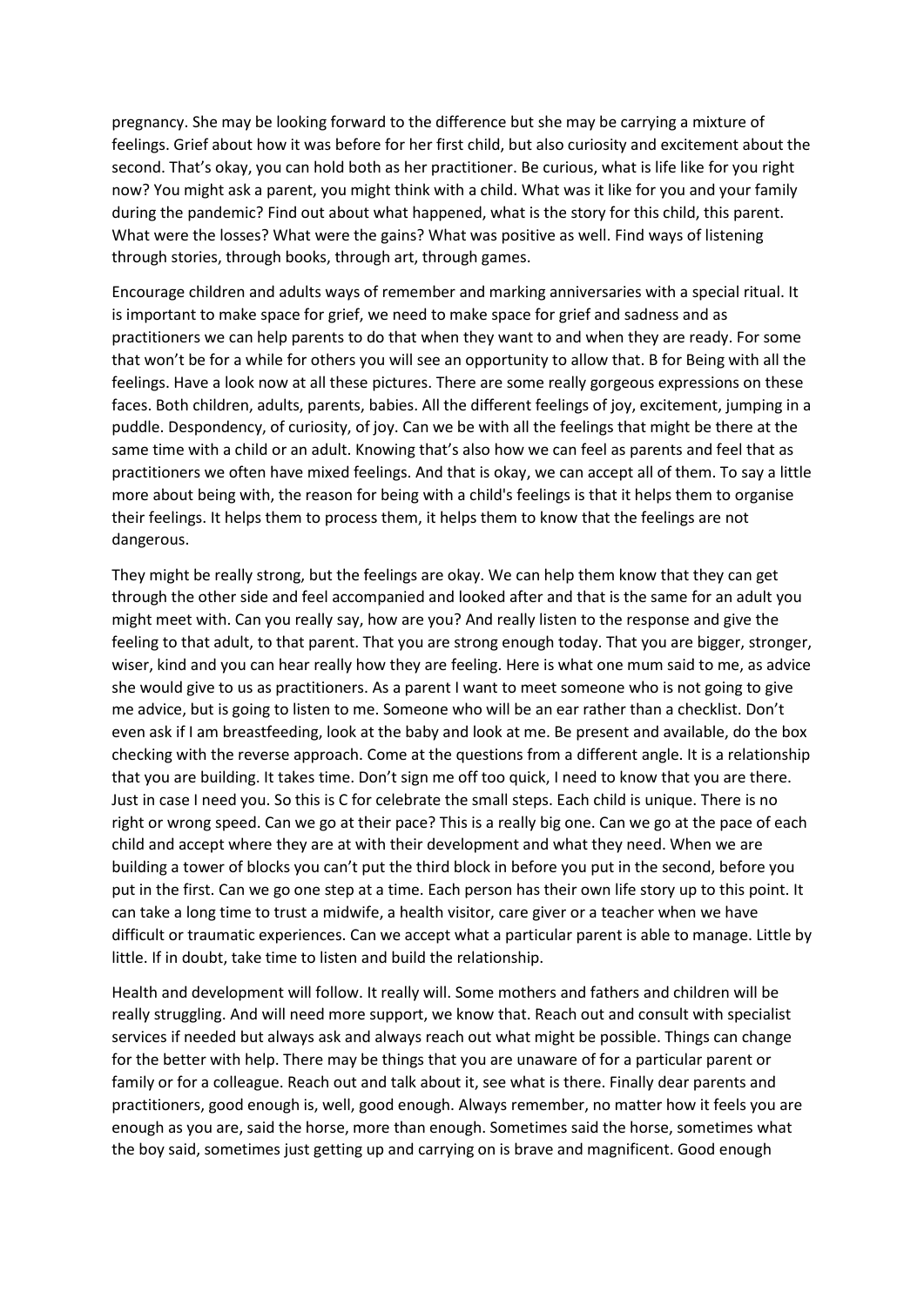pregnancy. She may be looking forward to the difference but she may be carrying a mixture of feelings. Grief about how it was before for her first child, but also curiosity and excitement about the second. That's okay, you can hold both as her practitioner. Be curious, what is life like for you right now? You might ask a parent, you might think with a child. What was it like for you and your family during the pandemic? Find out about what happened, what is the story for this child, this parent. What were the losses? What were the gains? What was positive as well. Find ways of listening through stories, through books, through art, through games.

Encourage children and adults ways of remember and marking anniversaries with a special ritual. It is important to make space for grief, we need to make space for grief and sadness and as practitioners we can help parents to do that when they want to and when they are ready. For some that won't be for a while for others you will see an opportunity to allow that. B for Being with all the feelings. Have a look now at all these pictures. There are some really gorgeous expressions on these faces. Both children, adults, parents, babies. All the different feelings of joy, excitement, jumping in a puddle. Despondency, of curiosity, of joy. Can we be with all the feelings that might be there at the same time with a child or an adult. Knowing that's also how we can feel as parents and feel that as practitioners we often have mixed feelings. And that is okay, we can accept all of them. To say a little more about being with, the reason for being with a child's feelings is that it helps them to organise their feelings. It helps them to process them, it helps them to know that the feelings are not dangerous.

They might be really strong, but the feelings are okay. We can help them know that they can get through the other side and feel accompanied and looked after and that is the same for an adult you might meet with. Can you really say, how are you? And really listen to the response and give the feeling to that adult, to that parent. That you are strong enough today. That you are bigger, stronger, wiser, kind and you can hear really how they are feeling. Here is what one mum said to me, as advice she would give to us as practitioners. As a parent I want to meet someone who is not going to give me advice, but is going to listen to me. Someone who will be an ear rather than a checklist. Don't even ask if I am breastfeeding, look at the baby and look at me. Be present and available, do the box checking with the reverse approach. Come at the questions from a different angle. It is a relationship that you are building. It takes time. Don't sign me off too quick, I need to know that you are there. Just in case I need you. So this is C for celebrate the small steps. Each child is unique. There is no right or wrong speed. Can we go at their pace? This is a really big one. Can we go at the pace of each child and accept where they are at with their development and what they need. When we are building a tower of blocks you can't put the third block in before you put in the second, before you put in the first. Can we go one step at a time. Each person has their own life story up to this point. It can take a long time to trust a midwife, a health visitor, care giver or a teacher when we have difficult or traumatic experiences. Can we accept what a particular parent is able to manage. Little by little. If in doubt, take time to listen and build the relationship.

Health and development will follow. It really will. Some mothers and fathers and children will be really struggling. And will need more support, we know that. Reach out and consult with specialist services if needed but always ask and always reach out what might be possible. Things can change for the better with help. There may be things that you are unaware of for a particular parent or family or for a colleague. Reach out and talk about it, see what is there. Finally dear parents and practitioners, good enough is, well, good enough. Always remember, no matter how it feels you are enough as you are, said the horse, more than enough. Sometimes said the horse, sometimes what the boy said, sometimes just getting up and carrying on is brave and magnificent. Good enough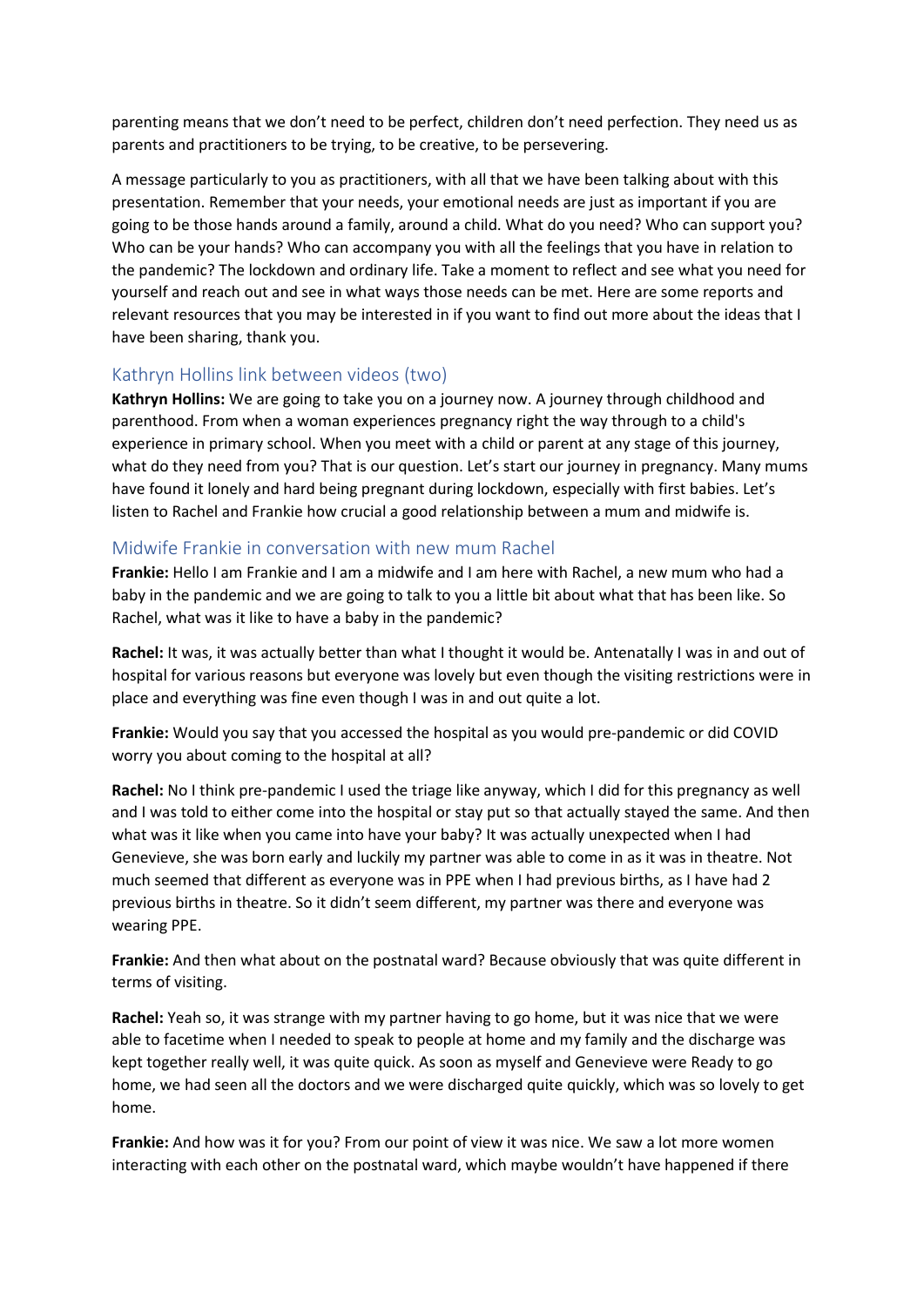parenting means that we don't need to be perfect, children don't need perfection. They need us as parents and practitioners to be trying, to be creative, to be persevering.

A message particularly to you as practitioners, with all that we have been talking about with this presentation. Remember that your needs, your emotional needs are just as important if you are going to be those hands around a family, around a child. What do you need? Who can support you? Who can be your hands? Who can accompany you with all the feelings that you have in relation to the pandemic? The lockdown and ordinary life. Take a moment to reflect and see what you need for yourself and reach out and see in what ways those needs can be met. Here are some reports and relevant resources that you may be interested in if you want to find out more about the ideas that I have been sharing, thank you.

## Kathryn Hollins link between videos (two)

**Kathryn Hollins:** We are going to take you on a journey now. A journey through childhood and parenthood. From when a woman experiences pregnancy right the way through to a child's experience in primary school. When you meet with a child or parent at any stage of this journey, what do they need from you? That is our question. Let's start our journey in pregnancy. Many mums have found it lonely and hard being pregnant during lockdown, especially with first babies. Let's listen to Rachel and Frankie how crucial a good relationship between a mum and midwife is.

## Midwife Frankie in conversation with new mum Rachel

**Frankie:** Hello I am Frankie and I am a midwife and I am here with Rachel, a new mum who had a baby in the pandemic and we are going to talk to you a little bit about what that has been like. So Rachel, what was it like to have a baby in the pandemic?

**Rachel:** It was, it was actually better than what I thought it would be. Antenatally I was in and out of hospital for various reasons but everyone was lovely but even though the visiting restrictions were in place and everything was fine even though I was in and out quite a lot.

**Frankie:** Would you say that you accessed the hospital as you would pre-pandemic or did COVID worry you about coming to the hospital at all?

**Rachel:** No I think pre-pandemic I used the triage like anyway, which I did for this pregnancy as well and I was told to either come into the hospital or stay put so that actually stayed the same. And then what was it like when you came into have your baby? It was actually unexpected when I had Genevieve, she was born early and luckily my partner was able to come in as it was in theatre. Not much seemed that different as everyone was in PPE when I had previous births, as I have had 2 previous births in theatre. So it didn't seem different, my partner was there and everyone was wearing PPE.

**Frankie:** And then what about on the postnatal ward? Because obviously that was quite different in terms of visiting.

**Rachel:** Yeah so, it was strange with my partner having to go home, but it was nice that we were able to facetime when I needed to speak to people at home and my family and the discharge was kept together really well, it was quite quick. As soon as myself and Genevieve were Ready to go home, we had seen all the doctors and we were discharged quite quickly, which was so lovely to get home.

**Frankie:** And how was it for you? From our point of view it was nice. We saw a lot more women interacting with each other on the postnatal ward, which maybe wouldn't have happened if there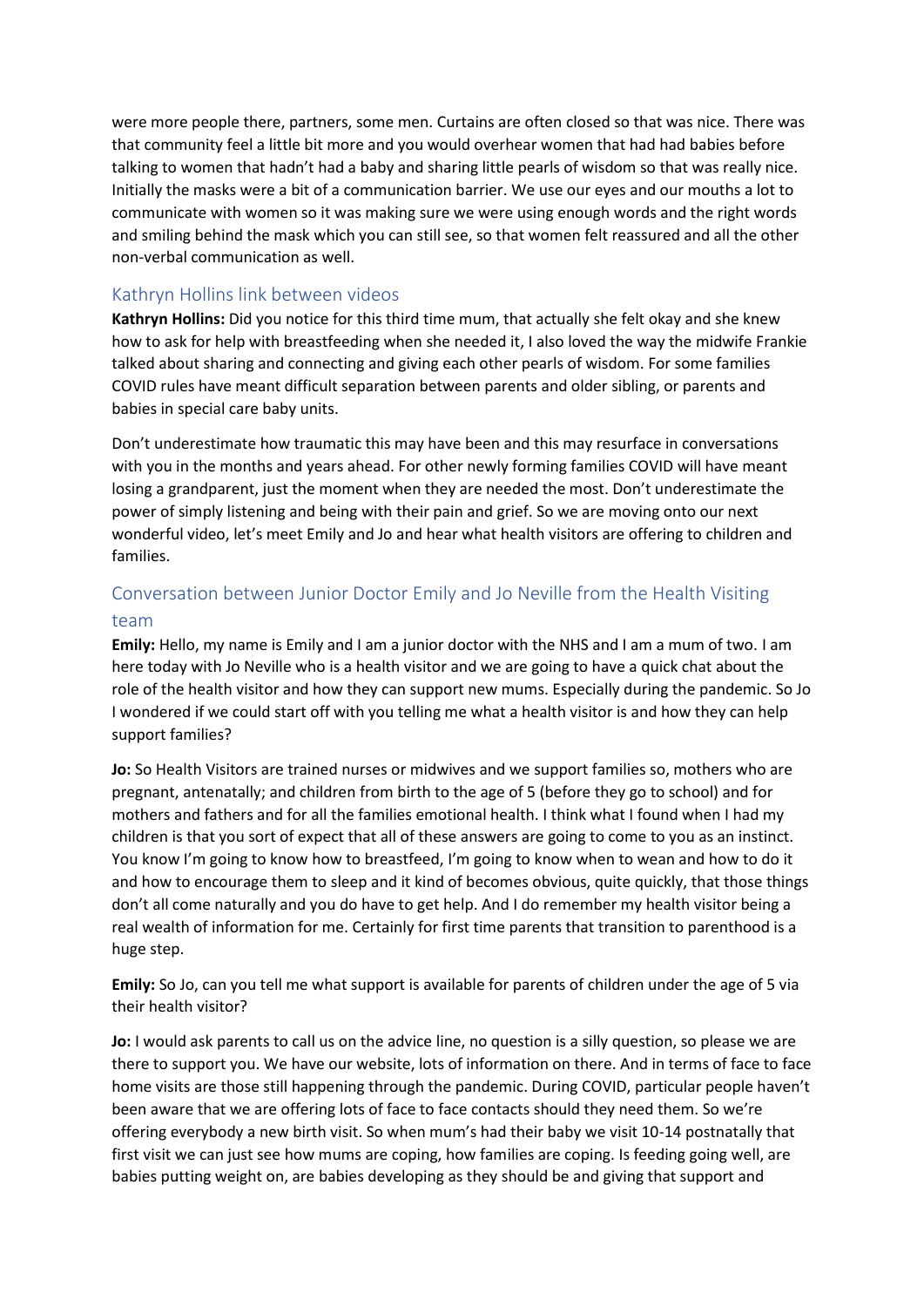were more people there, partners, some men. Curtains are often closed so that was nice. There was that community feel a little bit more and you would overhear women that had had babies before talking to women that hadn't had a baby and sharing little pearls of wisdom so that was really nice. Initially the masks were a bit of a communication barrier. We use our eyes and our mouths a lot to communicate with women so it was making sure we were using enough words and the right words and smiling behind the mask which you can still see, so that women felt reassured and all the other non-verbal communication as well.

## Kathryn Hollins link between videos

**Kathryn Hollins:** Did you notice for this third time mum, that actually she felt okay and she knew how to ask for help with breastfeeding when she needed it, I also loved the way the midwife Frankie talked about sharing and connecting and giving each other pearls of wisdom. For some families COVID rules have meant difficult separation between parents and older sibling, or parents and babies in special care baby units.

Don't underestimate how traumatic this may have been and this may resurface in conversations with you in the months and years ahead. For other newly forming families COVID will have meant losing a grandparent, just the moment when they are needed the most. Don't underestimate the power of simply listening and being with their pain and grief. So we are moving onto our next wonderful video, let's meet Emily and Jo and hear what health visitors are offering to children and families.

## Conversation between Junior Doctor Emily and Jo Neville from the Health Visiting team

**Emily:** Hello, my name is Emily and I am a junior doctor with the NHS and I am a mum of two. I am here today with Jo Neville who is a health visitor and we are going to have a quick chat about the role of the health visitor and how they can support new mums. Especially during the pandemic. So Jo I wondered if we could start off with you telling me what a health visitor is and how they can help support families?

**Jo:** So Health Visitors are trained nurses or midwives and we support families so, mothers who are pregnant, antenatally; and children from birth to the age of 5 (before they go to school) and for mothers and fathers and for all the families emotional health. I think what I found when I had my children is that you sort of expect that all of these answers are going to come to you as an instinct. You know I'm going to know how to breastfeed, I'm going to know when to wean and how to do it and how to encourage them to sleep and it kind of becomes obvious, quite quickly, that those things don't all come naturally and you do have to get help. And I do remember my health visitor being a real wealth of information for me. Certainly for first time parents that transition to parenthood is a huge step.

**Emily:** So Jo, can you tell me what support is available for parents of children under the age of 5 via their health visitor?

**Jo:** I would ask parents to call us on the advice line, no question is a silly question, so please we are there to support you. We have our website, lots of information on there. And in terms of face to face home visits are those still happening through the pandemic. During COVID, particular people haven't been aware that we are offering lots of face to face contacts should they need them. So we're offering everybody a new birth visit. So when mum's had their baby we visit 10-14 postnatally that first visit we can just see how mums are coping, how families are coping. Is feeding going well, are babies putting weight on, are babies developing as they should be and giving that support and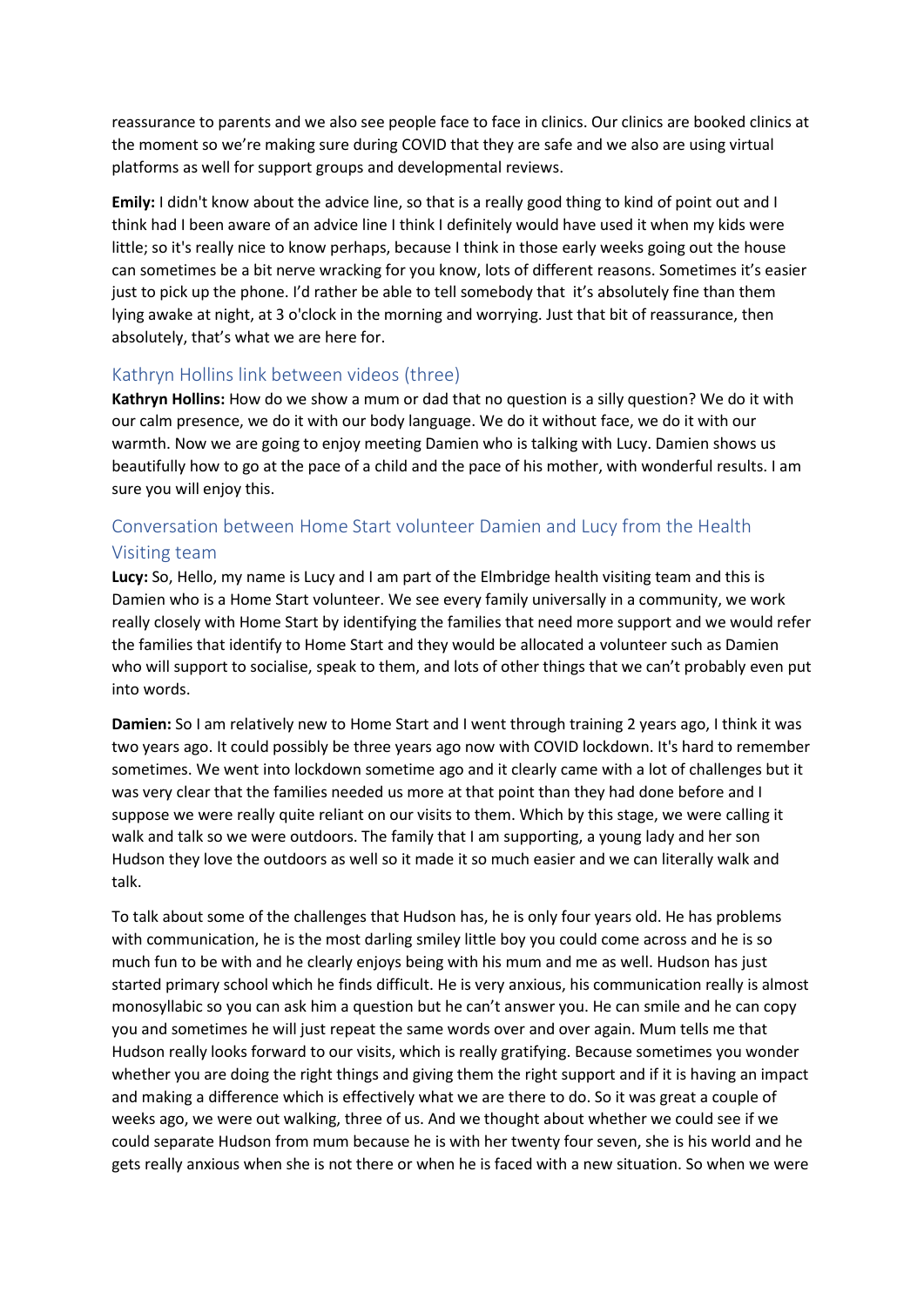reassurance to parents and we also see people face to face in clinics. Our clinics are booked clinics at the moment so we're making sure during COVID that they are safe and we also are using virtual platforms as well for support groups and developmental reviews.

**Emily:** I didn't know about the advice line, so that is a really good thing to kind of point out and I think had I been aware of an advice line I think I definitely would have used it when my kids were little; so it's really nice to know perhaps, because I think in those early weeks going out the house can sometimes be a bit nerve wracking for you know, lots of different reasons. Sometimes it's easier just to pick up the phone. I'd rather be able to tell somebody that it's absolutely fine than them lying awake at night, at 3 o'clock in the morning and worrying. Just that bit of reassurance, then absolutely, that's what we are here for.

## Kathryn Hollins link between videos (three)

**Kathryn Hollins:** How do we show a mum or dad that no question is a silly question? We do it with our calm presence, we do it with our body language. We do it without face, we do it with our warmth. Now we are going to enjoy meeting Damien who is talking with Lucy. Damien shows us beautifully how to go at the pace of a child and the pace of his mother, with wonderful results. I am sure you will enjoy this.

## Conversation between Home Start volunteer Damien and Lucy from the Health Visiting team

**Lucy:** So, Hello, my name is Lucy and I am part of the Elmbridge health visiting team and this is Damien who is a Home Start volunteer. We see every family universally in a community, we work really closely with Home Start by identifying the families that need more support and we would refer the families that identify to Home Start and they would be allocated a volunteer such as Damien who will support to socialise, speak to them, and lots of other things that we can't probably even put into words.

**Damien:** So I am relatively new to Home Start and I went through training 2 years ago, I think it was two years ago. It could possibly be three years ago now with COVID lockdown. It's hard to remember sometimes. We went into lockdown sometime ago and it clearly came with a lot of challenges but it was very clear that the families needed us more at that point than they had done before and I suppose we were really quite reliant on our visits to them. Which by this stage, we were calling it walk and talk so we were outdoors. The family that I am supporting, a young lady and her son Hudson they love the outdoors as well so it made it so much easier and we can literally walk and talk.

To talk about some of the challenges that Hudson has, he is only four years old. He has problems with communication, he is the most darling smiley little boy you could come across and he is so much fun to be with and he clearly enjoys being with his mum and me as well. Hudson has just started primary school which he finds difficult. He is very anxious, his communication really is almost monosyllabic so you can ask him a question but he can't answer you. He can smile and he can copy you and sometimes he will just repeat the same words over and over again. Mum tells me that Hudson really looks forward to our visits, which is really gratifying. Because sometimes you wonder whether you are doing the right things and giving them the right support and if it is having an impact and making a difference which is effectively what we are there to do. So it was great a couple of weeks ago, we were out walking, three of us. And we thought about whether we could see if we could separate Hudson from mum because he is with her twenty four seven, she is his world and he gets really anxious when she is not there or when he is faced with a new situation. So when we were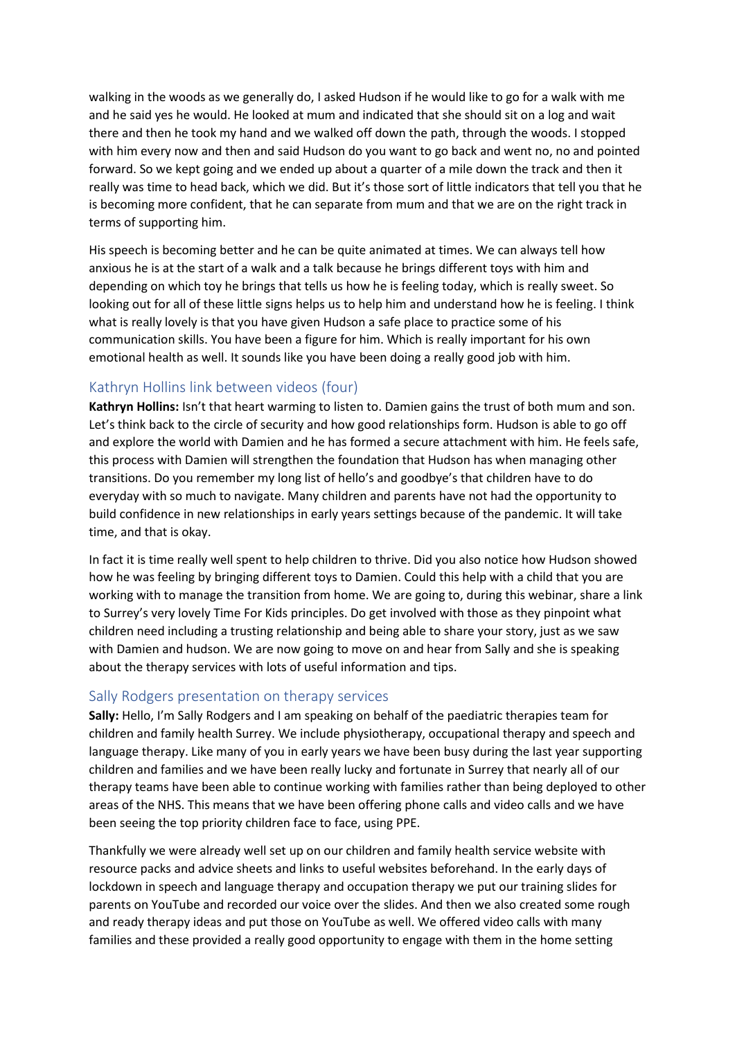walking in the woods as we generally do, I asked Hudson if he would like to go for a walk with me and he said yes he would. He looked at mum and indicated that she should sit on a log and wait there and then he took my hand and we walked off down the path, through the woods. I stopped with him every now and then and said Hudson do you want to go back and went no, no and pointed forward. So we kept going and we ended up about a quarter of a mile down the track and then it really was time to head back, which we did. But it's those sort of little indicators that tell you that he is becoming more confident, that he can separate from mum and that we are on the right track in terms of supporting him.

His speech is becoming better and he can be quite animated at times. We can always tell how anxious he is at the start of a walk and a talk because he brings different toys with him and depending on which toy he brings that tells us how he is feeling today, which is really sweet. So looking out for all of these little signs helps us to help him and understand how he is feeling. I think what is really lovely is that you have given Hudson a safe place to practice some of his communication skills. You have been a figure for him. Which is really important for his own emotional health as well. It sounds like you have been doing a really good job with him.

## Kathryn Hollins link between videos (four)

**Kathryn Hollins:** Isn't that heart warming to listen to. Damien gains the trust of both mum and son. Let's think back to the circle of security and how good relationships form. Hudson is able to go off and explore the world with Damien and he has formed a secure attachment with him. He feels safe, this process with Damien will strengthen the foundation that Hudson has when managing other transitions. Do you remember my long list of hello's and goodbye's that children have to do everyday with so much to navigate. Many children and parents have not had the opportunity to build confidence in new relationships in early years settings because of the pandemic. It will take time, and that is okay.

In fact it is time really well spent to help children to thrive. Did you also notice how Hudson showed how he was feeling by bringing different toys to Damien. Could this help with a child that you are working with to manage the transition from home. We are going to, during this webinar, share a link to Surrey's very lovely Time For Kids principles. Do get involved with those as they pinpoint what children need including a trusting relationship and being able to share your story, just as we saw with Damien and hudson. We are now going to move on and hear from Sally and she is speaking about the therapy services with lots of useful information and tips.

## Sally Rodgers presentation on therapy services

**Sally:** Hello, I'm Sally Rodgers and I am speaking on behalf of the paediatric therapies team for children and family health Surrey. We include physiotherapy, occupational therapy and speech and language therapy. Like many of you in early years we have been busy during the last year supporting children and families and we have been really lucky and fortunate in Surrey that nearly all of our therapy teams have been able to continue working with families rather than being deployed to other areas of the NHS. This means that we have been offering phone calls and video calls and we have been seeing the top priority children face to face, using PPE.

Thankfully we were already well set up on our children and family health service website with resource packs and advice sheets and links to useful websites beforehand. In the early days of lockdown in speech and language therapy and occupation therapy we put our training slides for parents on YouTube and recorded our voice over the slides. And then we also created some rough and ready therapy ideas and put those on YouTube as well. We offered video calls with many families and these provided a really good opportunity to engage with them in the home setting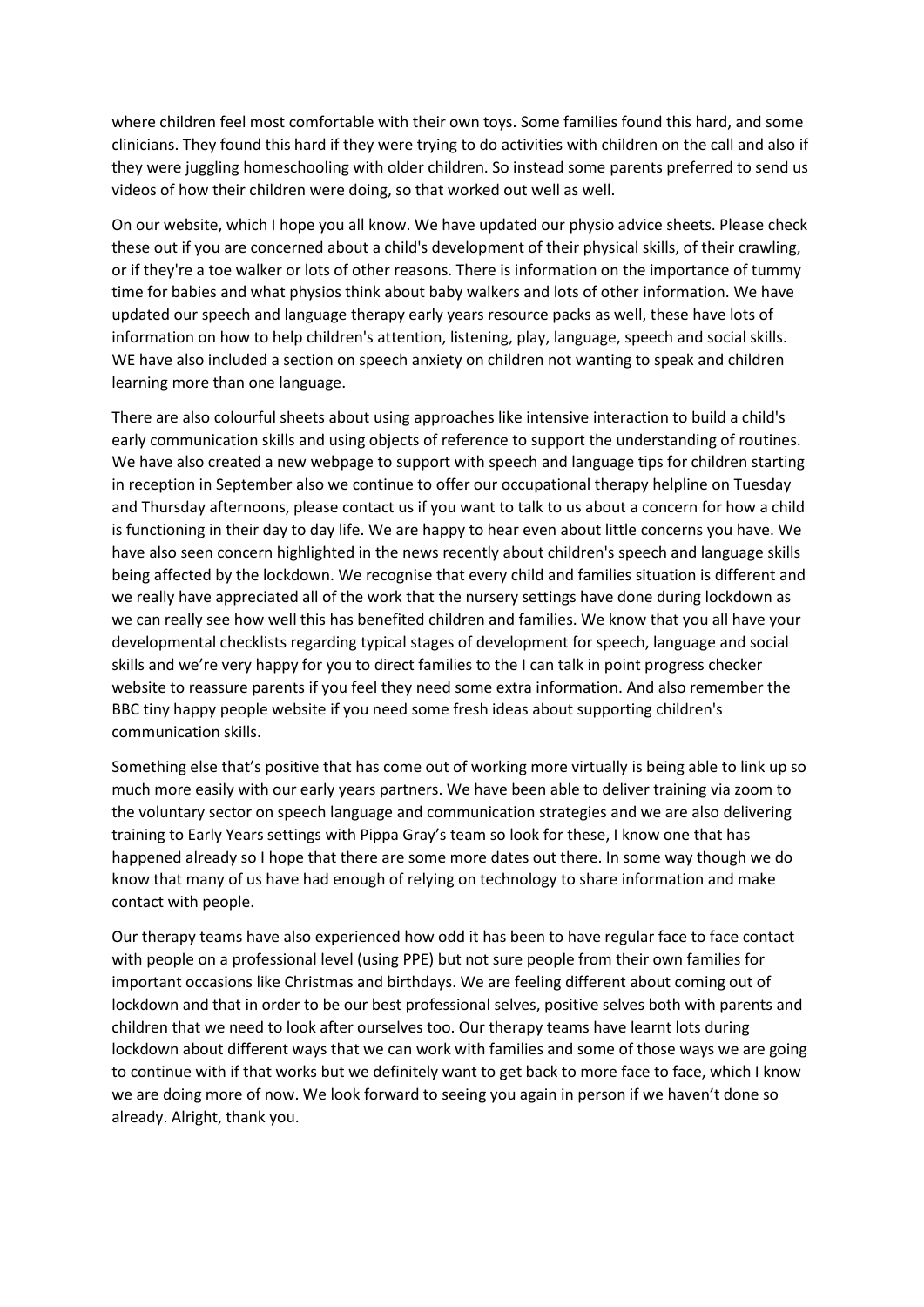where children feel most comfortable with their own toys. Some families found this hard, and some clinicians. They found this hard if they were trying to do activities with children on the call and also if they were juggling homeschooling with older children. So instead some parents preferred to send us videos of how their children were doing, so that worked out well as well.

On our website, which I hope you all know. We have updated our physio advice sheets. Please check these out if you are concerned about a child's development of their physical skills, of their crawling, or if they're a toe walker or lots of other reasons. There is information on the importance of tummy time for babies and what physios think about baby walkers and lots of other information. We have updated our speech and language therapy early years resource packs as well, these have lots of information on how to help children's attention, listening, play, language, speech and social skills. WE have also included a section on speech anxiety on children not wanting to speak and children learning more than one language.

There are also colourful sheets about using approaches like intensive interaction to build a child's early communication skills and using objects of reference to support the understanding of routines. We have also created a new webpage to support with speech and language tips for children starting in reception in September also we continue to offer our occupational therapy helpline on Tuesday and Thursday afternoons, please contact us if you want to talk to us about a concern for how a child is functioning in their day to day life. We are happy to hear even about little concerns you have. We have also seen concern highlighted in the news recently about children's speech and language skills being affected by the lockdown. We recognise that every child and families situation is different and we really have appreciated all of the work that the nursery settings have done during lockdown as we can really see how well this has benefited children and families. We know that you all have your developmental checklists regarding typical stages of development for speech, language and social skills and we're very happy for you to direct families to the I can talk in point progress checker website to reassure parents if you feel they need some extra information. And also remember the BBC tiny happy people website if you need some fresh ideas about supporting children's communication skills.

Something else that's positive that has come out of working more virtually is being able to link up so much more easily with our early years partners. We have been able to deliver training via zoom to the voluntary sector on speech language and communication strategies and we are also delivering training to Early Years settings with Pippa Gray's team so look for these, I know one that has happened already so I hope that there are some more dates out there. In some way though we do know that many of us have had enough of relying on technology to share information and make contact with people.

Our therapy teams have also experienced how odd it has been to have regular face to face contact with people on a professional level (using PPE) but not sure people from their own families for important occasions like Christmas and birthdays. We are feeling different about coming out of lockdown and that in order to be our best professional selves, positive selves both with parents and children that we need to look after ourselves too. Our therapy teams have learnt lots during lockdown about different ways that we can work with families and some of those ways we are going to continue with if that works but we definitely want to get back to more face to face, which I know we are doing more of now. We look forward to seeing you again in person if we haven't done so already. Alright, thank you.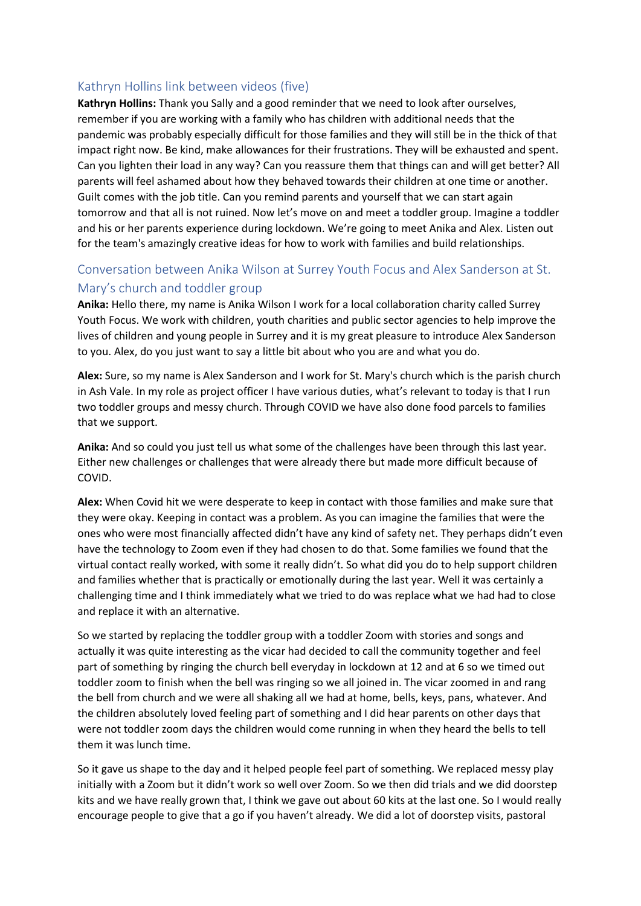## Kathryn Hollins link between videos (five)

**Kathryn Hollins:** Thank you Sally and a good reminder that we need to look after ourselves, remember if you are working with a family who has children with additional needs that the pandemic was probably especially difficult for those families and they will still be in the thick of that impact right now. Be kind, make allowances for their frustrations. They will be exhausted and spent. Can you lighten their load in any way? Can you reassure them that things can and will get better? All parents will feel ashamed about how they behaved towards their children at one time or another. Guilt comes with the job title. Can you remind parents and yourself that we can start again tomorrow and that all is not ruined. Now let's move on and meet a toddler group. Imagine a toddler and his or her parents experience during lockdown. We're going to meet Anika and Alex. Listen out for the team's amazingly creative ideas for how to work with families and build relationships.

## Conversation between Anika Wilson at Surrey Youth Focus and Alex Sanderson at St. Mary's church and toddler group

**Anika:** Hello there, my name is Anika Wilson I work for a local collaboration charity called Surrey Youth Focus. We work with children, youth charities and public sector agencies to help improve the lives of children and young people in Surrey and it is my great pleasure to introduce Alex Sanderson to you. Alex, do you just want to say a little bit about who you are and what you do.

**Alex:** Sure, so my name is Alex Sanderson and I work for St. Mary's church which is the parish church in Ash Vale. In my role as project officer I have various duties, what's relevant to today is that I run two toddler groups and messy church. Through COVID we have also done food parcels to families that we support.

**Anika:** And so could you just tell us what some of the challenges have been through this last year. Either new challenges or challenges that were already there but made more difficult because of COVID.

**Alex:** When Covid hit we were desperate to keep in contact with those families and make sure that they were okay. Keeping in contact was a problem. As you can imagine the families that were the ones who were most financially affected didn't have any kind of safety net. They perhaps didn't even have the technology to Zoom even if they had chosen to do that. Some families we found that the virtual contact really worked, with some it really didn't. So what did you do to help support children and families whether that is practically or emotionally during the last year. Well it was certainly a challenging time and I think immediately what we tried to do was replace what we had had to close and replace it with an alternative.

So we started by replacing the toddler group with a toddler Zoom with stories and songs and actually it was quite interesting as the vicar had decided to call the community together and feel part of something by ringing the church bell everyday in lockdown at 12 and at 6 so we timed out toddler zoom to finish when the bell was ringing so we all joined in. The vicar zoomed in and rang the bell from church and we were all shaking all we had at home, bells, keys, pans, whatever. And the children absolutely loved feeling part of something and I did hear parents on other days that were not toddler zoom days the children would come running in when they heard the bells to tell them it was lunch time.

So it gave us shape to the day and it helped people feel part of something. We replaced messy play initially with a Zoom but it didn't work so well over Zoom. So we then did trials and we did doorstep kits and we have really grown that, I think we gave out about 60 kits at the last one. So I would really encourage people to give that a go if you haven't already. We did a lot of doorstep visits, pastoral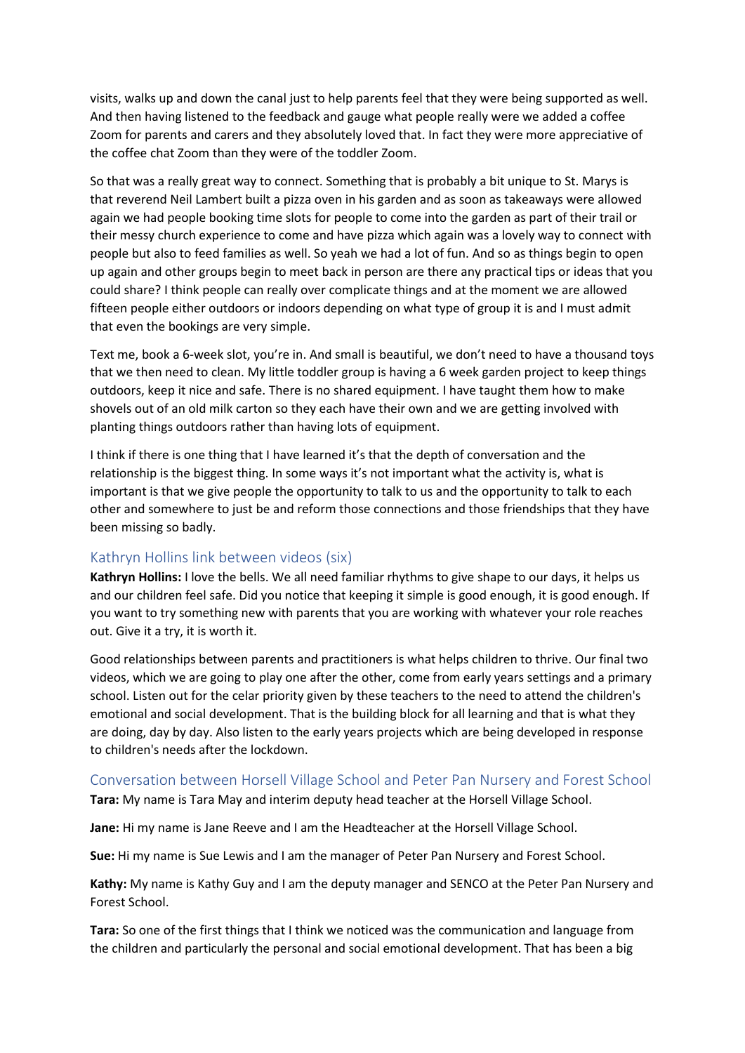visits, walks up and down the canal just to help parents feel that they were being supported as well. And then having listened to the feedback and gauge what people really were we added a coffee Zoom for parents and carers and they absolutely loved that. In fact they were more appreciative of the coffee chat Zoom than they were of the toddler Zoom.

So that was a really great way to connect. Something that is probably a bit unique to St. Marys is that reverend Neil Lambert built a pizza oven in his garden and as soon as takeaways were allowed again we had people booking time slots for people to come into the garden as part of their trail or their messy church experience to come and have pizza which again was a lovely way to connect with people but also to feed families as well. So yeah we had a lot of fun. And so as things begin to open up again and other groups begin to meet back in person are there any practical tips or ideas that you could share? I think people can really over complicate things and at the moment we are allowed fifteen people either outdoors or indoors depending on what type of group it is and I must admit that even the bookings are very simple.

Text me, book a 6-week slot, you're in. And small is beautiful, we don't need to have a thousand toys that we then need to clean. My little toddler group is having a 6 week garden project to keep things outdoors, keep it nice and safe. There is no shared equipment. I have taught them how to make shovels out of an old milk carton so they each have their own and we are getting involved with planting things outdoors rather than having lots of equipment.

I think if there is one thing that I have learned it's that the depth of conversation and the relationship is the biggest thing. In some ways it's not important what the activity is, what is important is that we give people the opportunity to talk to us and the opportunity to talk to each other and somewhere to just be and reform those connections and those friendships that they have been missing so badly.

## Kathryn Hollins link between videos (six)

**Kathryn Hollins:** I love the bells. We all need familiar rhythms to give shape to our days, it helps us and our children feel safe. Did you notice that keeping it simple is good enough, it is good enough. If you want to try something new with parents that you are working with whatever your role reaches out. Give it a try, it is worth it.

Good relationships between parents and practitioners is what helps children to thrive. Our final two videos, which we are going to play one after the other, come from early years settings and a primary school. Listen out for the celar priority given by these teachers to the need to attend the children's emotional and social development. That is the building block for all learning and that is what they are doing, day by day. Also listen to the early years projects which are being developed in response to children's needs after the lockdown.

## Conversation between Horsell Village School and Peter Pan Nursery and Forest School

**Tara:** My name is Tara May and interim deputy head teacher at the Horsell Village School.

**Jane:** Hi my name is Jane Reeve and I am the Headteacher at the Horsell Village School.

**Sue:** Hi my name is Sue Lewis and I am the manager of Peter Pan Nursery and Forest School.

**Kathy:** My name is Kathy Guy and I am the deputy manager and SENCO at the Peter Pan Nursery and Forest School.

**Tara:** So one of the first things that I think we noticed was the communication and language from the children and particularly the personal and social emotional development. That has been a big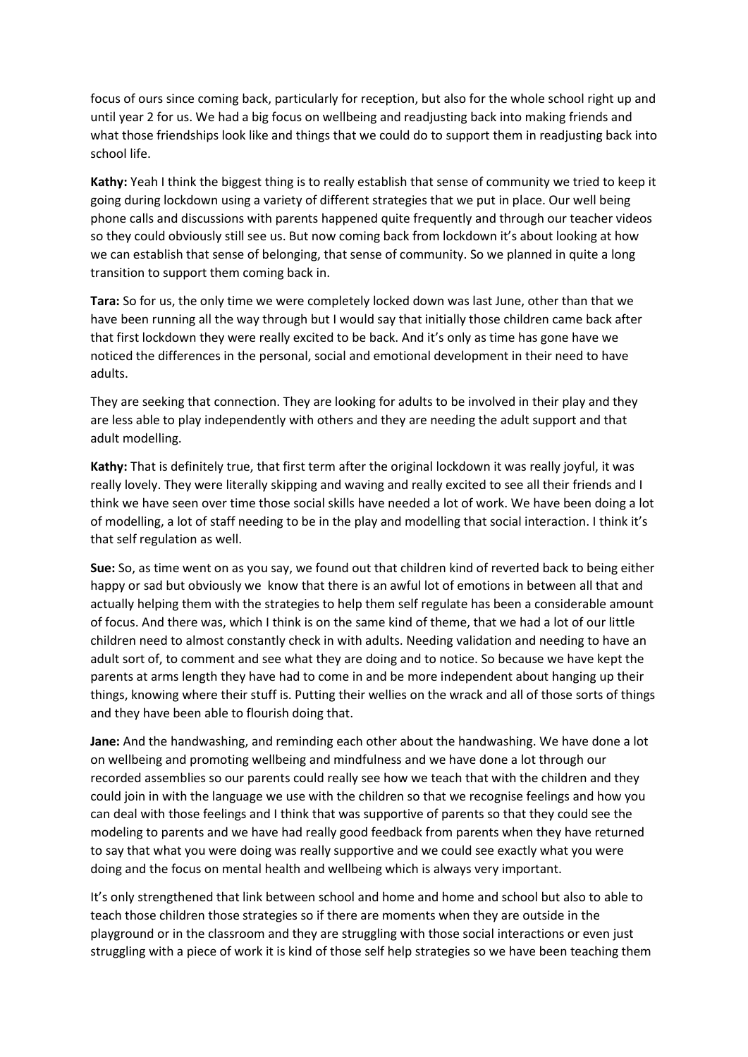focus of ours since coming back, particularly for reception, but also for the whole school right up and until year 2 for us. We had a big focus on wellbeing and readjusting back into making friends and what those friendships look like and things that we could do to support them in readjusting back into school life.

**Kathy:** Yeah I think the biggest thing is to really establish that sense of community we tried to keep it going during lockdown using a variety of different strategies that we put in place. Our well being phone calls and discussions with parents happened quite frequently and through our teacher videos so they could obviously still see us. But now coming back from lockdown it's about looking at how we can establish that sense of belonging, that sense of community. So we planned in quite a long transition to support them coming back in.

**Tara:** So for us, the only time we were completely locked down was last June, other than that we have been running all the way through but I would say that initially those children came back after that first lockdown they were really excited to be back. And it's only as time has gone have we noticed the differences in the personal, social and emotional development in their need to have adults.

They are seeking that connection. They are looking for adults to be involved in their play and they are less able to play independently with others and they are needing the adult support and that adult modelling.

**Kathy:** That is definitely true, that first term after the original lockdown it was really joyful, it was really lovely. They were literally skipping and waving and really excited to see all their friends and I think we have seen over time those social skills have needed a lot of work. We have been doing a lot of modelling, a lot of staff needing to be in the play and modelling that social interaction. I think it's that self regulation as well.

**Sue:** So, as time went on as you say, we found out that children kind of reverted back to being either happy or sad but obviously we know that there is an awful lot of emotions in between all that and actually helping them with the strategies to help them self regulate has been a considerable amount of focus. And there was, which I think is on the same kind of theme, that we had a lot of our little children need to almost constantly check in with adults. Needing validation and needing to have an adult sort of, to comment and see what they are doing and to notice. So because we have kept the parents at arms length they have had to come in and be more independent about hanging up their things, knowing where their stuff is. Putting their wellies on the wrack and all of those sorts of things and they have been able to flourish doing that.

**Jane:** And the handwashing, and reminding each other about the handwashing. We have done a lot on wellbeing and promoting wellbeing and mindfulness and we have done a lot through our recorded assemblies so our parents could really see how we teach that with the children and they could join in with the language we use with the children so that we recognise feelings and how you can deal with those feelings and I think that was supportive of parents so that they could see the modeling to parents and we have had really good feedback from parents when they have returned to say that what you were doing was really supportive and we could see exactly what you were doing and the focus on mental health and wellbeing which is always very important.

It's only strengthened that link between school and home and home and school but also to able to teach those children those strategies so if there are moments when they are outside in the playground or in the classroom and they are struggling with those social interactions or even just struggling with a piece of work it is kind of those self help strategies so we have been teaching them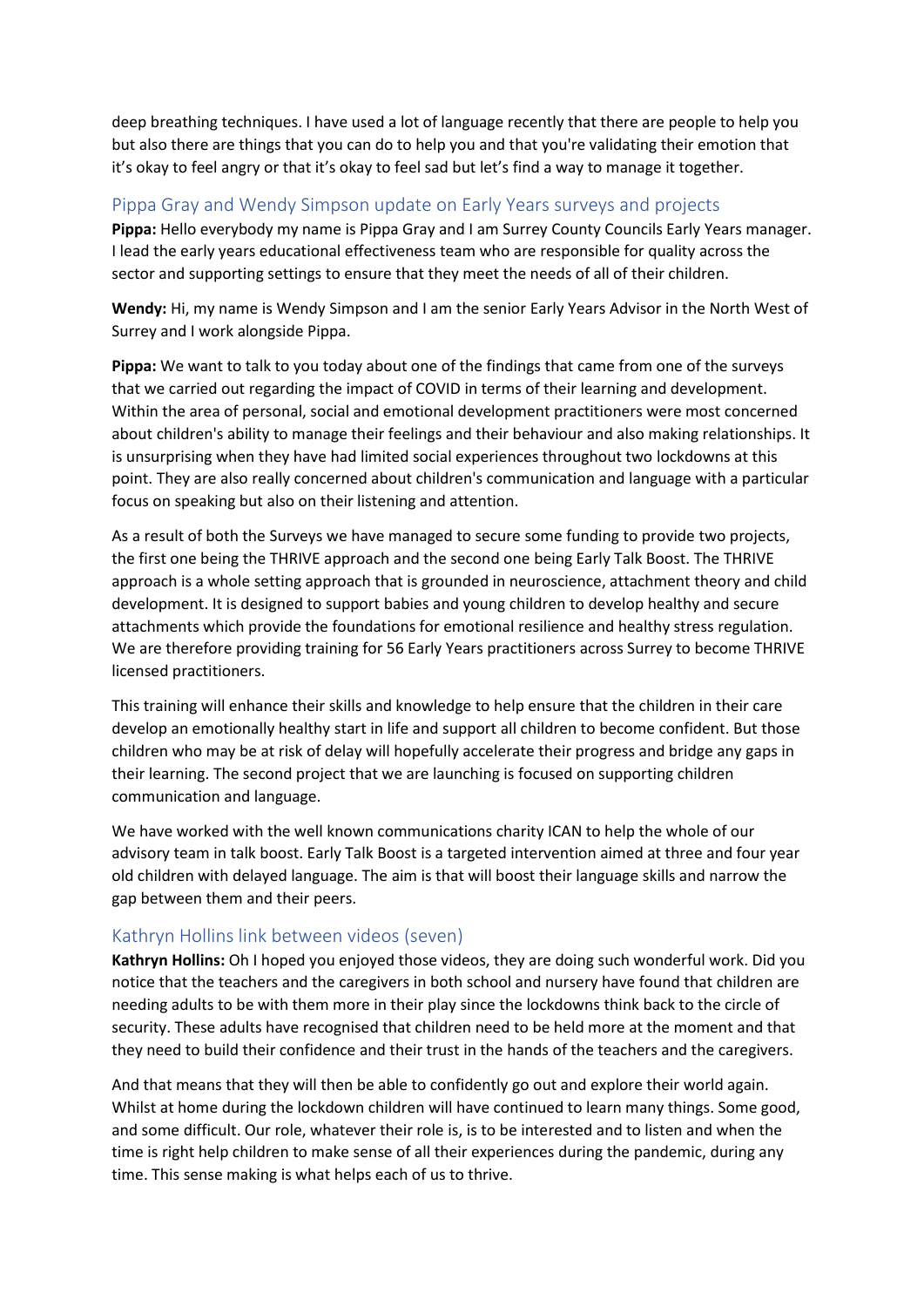deep breathing techniques. I have used a lot of language recently that there are people to help you but also there are things that you can do to help you and that you're validating their emotion that it's okay to feel angry or that it's okay to feel sad but let's find a way to manage it together.

## Pippa Gray and Wendy Simpson update on Early Years surveys and projects

**Pippa:** Hello everybody my name is Pippa Gray and I am Surrey County Councils Early Years manager. I lead the early years educational effectiveness team who are responsible for quality across the sector and supporting settings to ensure that they meet the needs of all of their children.

**Wendy:** Hi, my name is Wendy Simpson and I am the senior Early Years Advisor in the North West of Surrey and I work alongside Pippa.

**Pippa:** We want to talk to you today about one of the findings that came from one of the surveys that we carried out regarding the impact of COVID in terms of their learning and development. Within the area of personal, social and emotional development practitioners were most concerned about children's ability to manage their feelings and their behaviour and also making relationships. It is unsurprising when they have had limited social experiences throughout two lockdowns at this point. They are also really concerned about children's communication and language with a particular focus on speaking but also on their listening and attention.

As a result of both the Surveys we have managed to secure some funding to provide two projects, the first one being the THRIVE approach and the second one being Early Talk Boost. The THRIVE approach is a whole setting approach that is grounded in neuroscience, attachment theory and child development. It is designed to support babies and young children to develop healthy and secure attachments which provide the foundations for emotional resilience and healthy stress regulation. We are therefore providing training for 56 Early Years practitioners across Surrey to become THRIVE licensed practitioners.

This training will enhance their skills and knowledge to help ensure that the children in their care develop an emotionally healthy start in life and support all children to become confident. But those children who may be at risk of delay will hopefully accelerate their progress and bridge any gaps in their learning. The second project that we are launching is focused on supporting children communication and language.

We have worked with the well known communications charity ICAN to help the whole of our advisory team in talk boost. Early Talk Boost is a targeted intervention aimed at three and four year old children with delayed language. The aim is that will boost their language skills and narrow the gap between them and their peers.

## Kathryn Hollins link between videos (seven)

**Kathryn Hollins:** Oh I hoped you enjoyed those videos, they are doing such wonderful work. Did you notice that the teachers and the caregivers in both school and nursery have found that children are needing adults to be with them more in their play since the lockdowns think back to the circle of security. These adults have recognised that children need to be held more at the moment and that they need to build their confidence and their trust in the hands of the teachers and the caregivers.

And that means that they will then be able to confidently go out and explore their world again. Whilst at home during the lockdown children will have continued to learn many things. Some good, and some difficult. Our role, whatever their role is, is to be interested and to listen and when the time is right help children to make sense of all their experiences during the pandemic, during any time. This sense making is what helps each of us to thrive.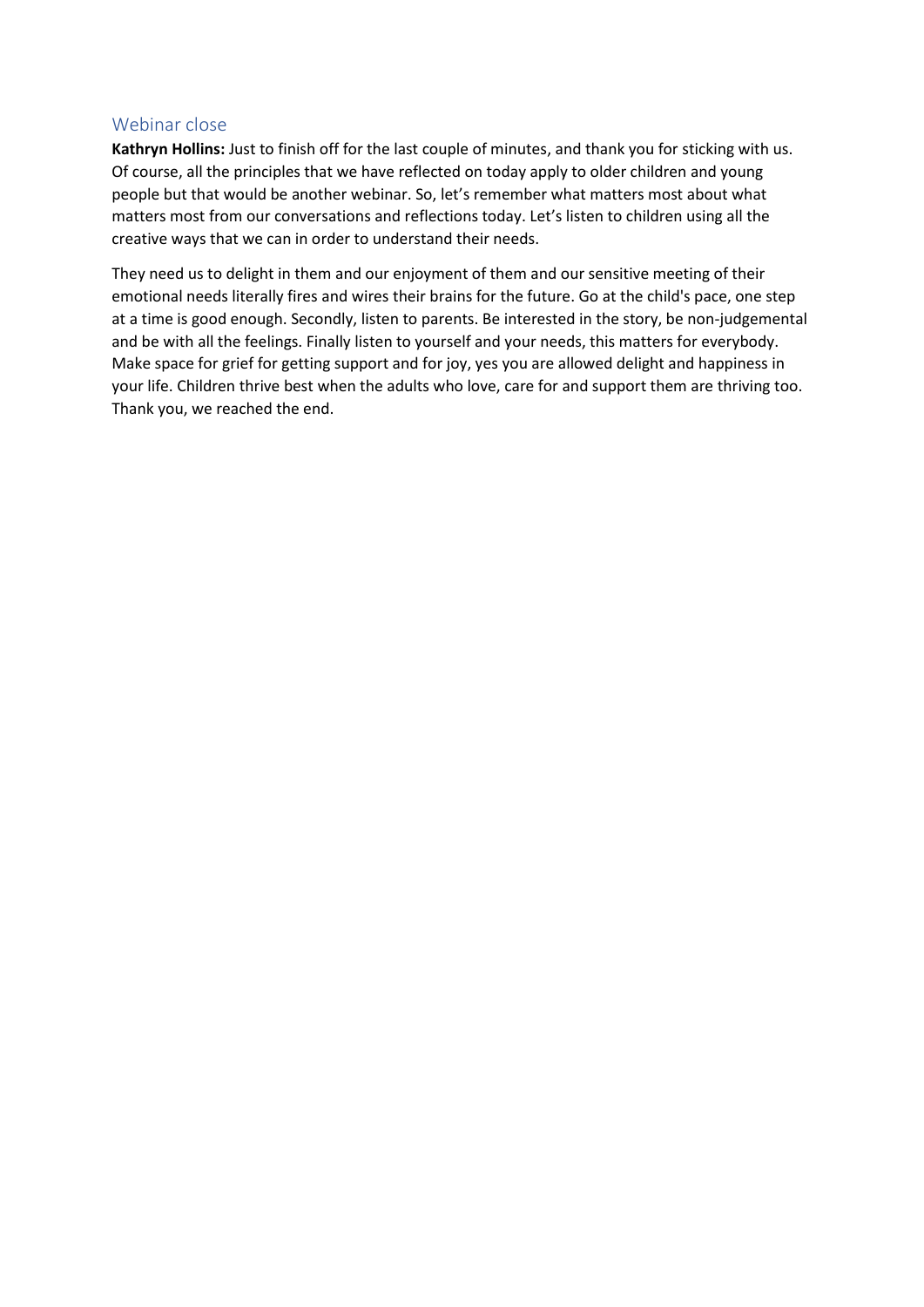## Webinar close

**Kathryn Hollins:** Just to finish off for the last couple of minutes, and thank you for sticking with us. Of course, all the principles that we have reflected on today apply to older children and young people but that would be another webinar. So, let's remember what matters most about what matters most from our conversations and reflections today. Let's listen to children using all the creative ways that we can in order to understand their needs.

They need us to delight in them and our enjoyment of them and our sensitive meeting of their emotional needs literally fires and wires their brains for the future. Go at the child's pace, one step at a time is good enough. Secondly, listen to parents. Be interested in the story, be non-judgemental and be with all the feelings. Finally listen to yourself and your needs, this matters for everybody. Make space for grief for getting support and for joy, yes you are allowed delight and happiness in your life. Children thrive best when the adults who love, care for and support them are thriving too. Thank you, we reached the end.